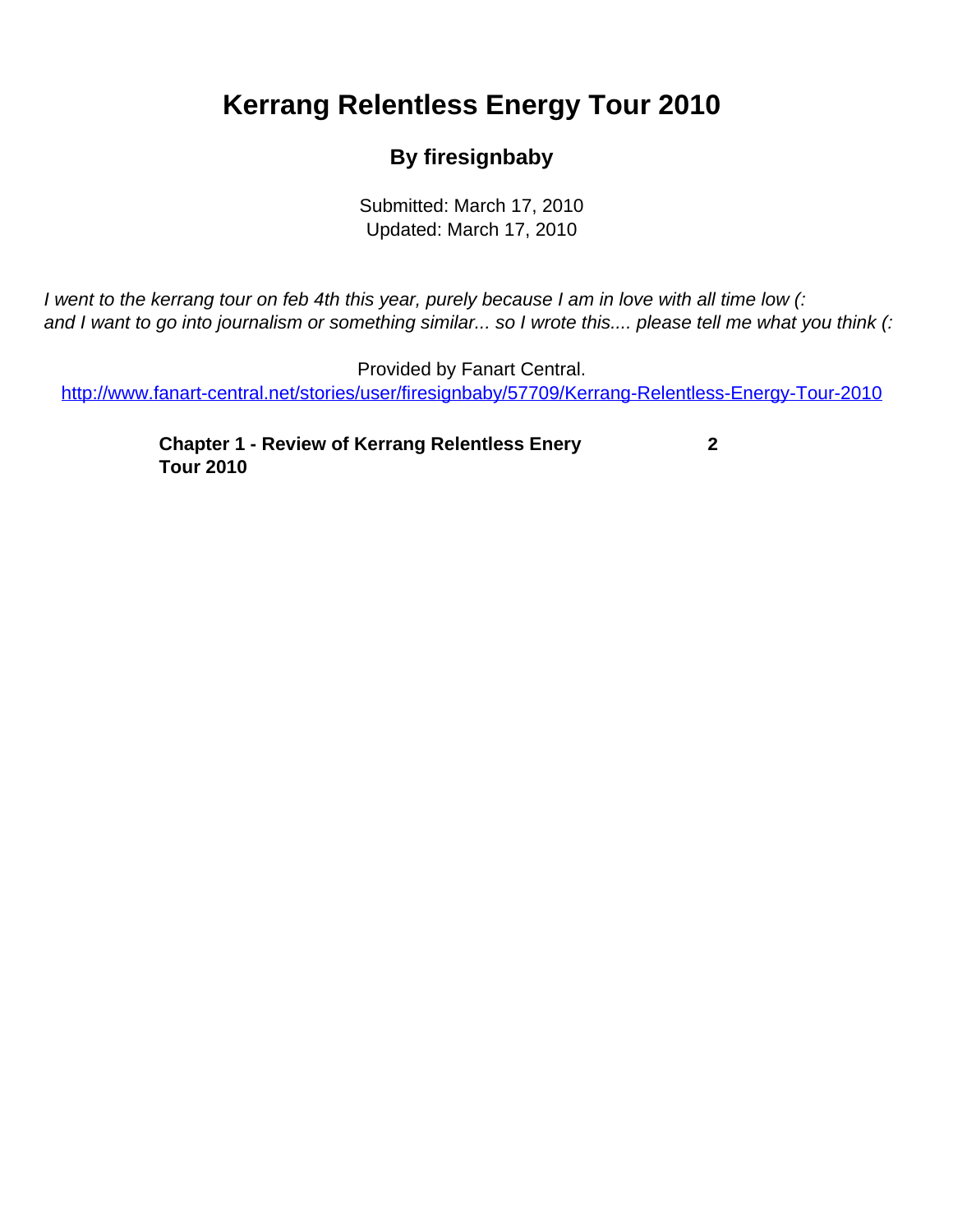# Kerrang Relentless Energy Tour 2010

## By firesignbaby

Submitted: March 17, 2010
Updated: March 17, 2010

*I went to the kerrang tour on feb 4th this year, purely because I am in love with all time low (:
and I want to go into journalism or something similar... so I wrote this.... please tell me what you think (:*

Provided by Fanart Central.
http://www.fanart-central.net/stories/user/firesignbaby/57709/Kerrang-Relentless-Energy-Tour-2010

| | |
|---|---|
| **Chapter 1 - Review of Kerrang Relentless Enery Tour 2010** | **2** |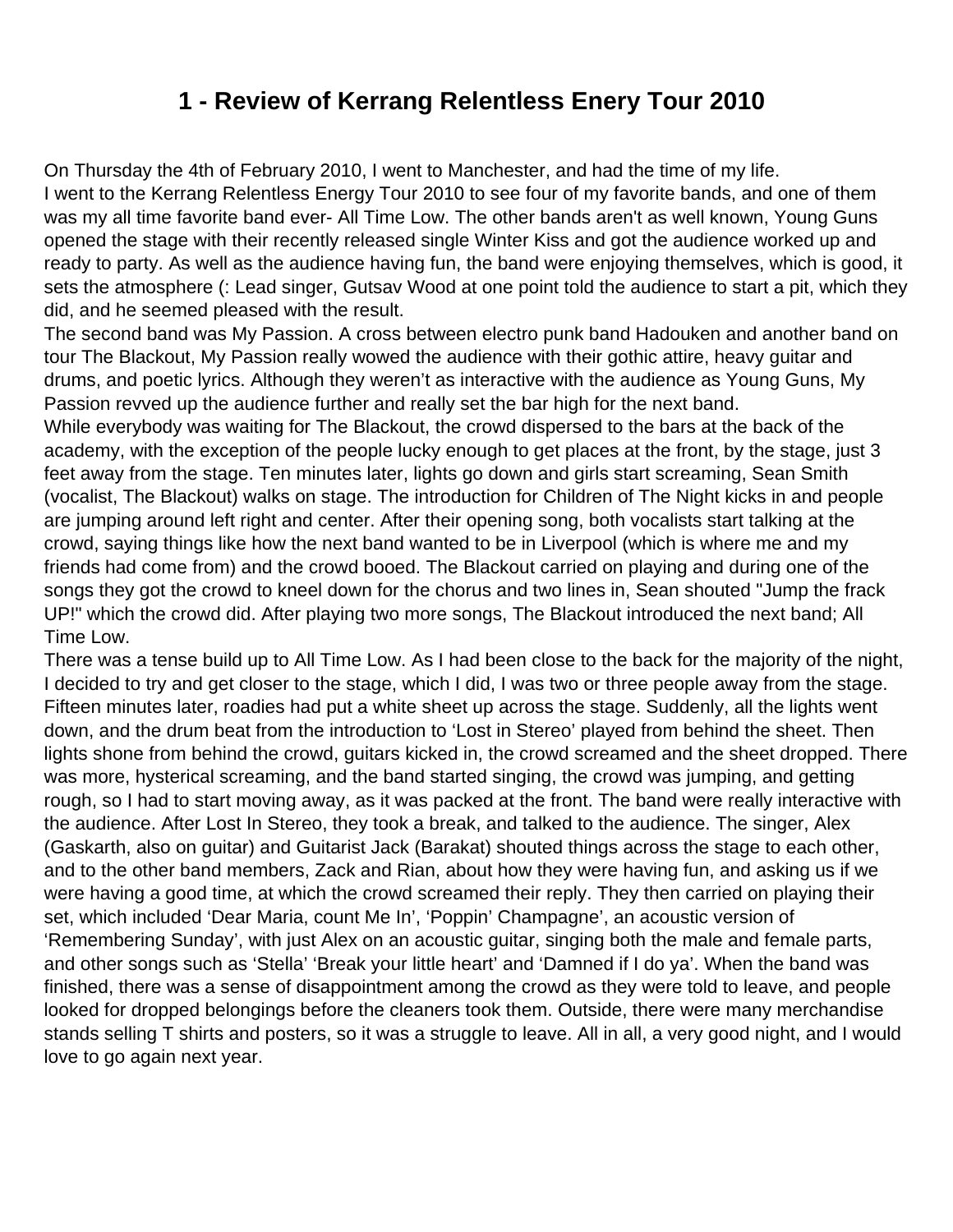# 1 - Review of Kerrang Relentless Enery Tour 2010

On Thursday the 4th of February 2010, I went to Manchester, and had the time of my life.
I went to the Kerrang Relentless Energy Tour 2010 to see four of my favorite bands, and one of them was my all time favorite band ever- All Time Low. The other bands aren't as well known, Young Guns opened the stage with their recently released single Winter Kiss and got the audience worked up and ready to party. As well as the audience having fun, the band were enjoying themselves, which is good, it sets the atmosphere (: Lead singer, Gutsav Wood at one point told the audience to start a pit, which they did, and he seemed pleased with the result.
The second band was My Passion. A cross between electro punk band Hadouken and another band on tour The Blackout, My Passion really wowed the audience with their gothic attire, heavy guitar and drums, and poetic lyrics. Although they weren't as interactive with the audience as Young Guns, My Passion revved up the audience further and really set the bar high for the next band.
While everybody was waiting for The Blackout, the crowd dispersed to the bars at the back of the academy, with the exception of the people lucky enough to get places at the front, by the stage, just 3 feet away from the stage. Ten minutes later, lights go down and girls start screaming, Sean Smith (vocalist, The Blackout) walks on stage. The introduction for Children of The Night kicks in and people are jumping around left right and center. After their opening song, both vocalists start talking at the crowd, saying things like how the next band wanted to be in Liverpool (which is where me and my friends had come from) and the crowd booed. The Blackout carried on playing and during one of the songs they got the crowd to kneel down for the chorus and two lines in, Sean shouted "Jump the frack UP!" which the crowd did. After playing two more songs, The Blackout introduced the next band; All Time Low.
There was a tense build up to All Time Low. As I had been close to the back for the majority of the night, I decided to try and get closer to the stage, which I did, I was two or three people away from the stage. Fifteen minutes later, roadies had put a white sheet up across the stage. Suddenly, all the lights went down, and the drum beat from the introduction to 'Lost in Stereo' played from behind the sheet. Then lights shone from behind the crowd, guitars kicked in, the crowd screamed and the sheet dropped. There was more, hysterical screaming, and the band started singing, the crowd was jumping, and getting rough, so I had to start moving away, as it was packed at the front. The band were really interactive with the audience. After Lost In Stereo, they took a break, and talked to the audience. The singer, Alex (Gaskarth, also on guitar) and Guitarist Jack (Barakat) shouted things across the stage to each other, and to the other band members, Zack and Rian, about how they were having fun, and asking us if we were having a good time, at which the crowd screamed their reply. They then carried on playing their set, which included 'Dear Maria, count Me In', 'Poppin' Champagne', an acoustic version of 'Remembering Sunday', with just Alex on an acoustic guitar, singing both the male and female parts, and other songs such as 'Stella' 'Break your little heart' and 'Damned if I do ya'. When the band was finished, there was a sense of disappointment among the crowd as they were told to leave, and people looked for dropped belongings before the cleaners took them. Outside, there were many merchandise stands selling T shirts and posters, so it was a struggle to leave. All in all, a very good night, and I would love to go again next year.